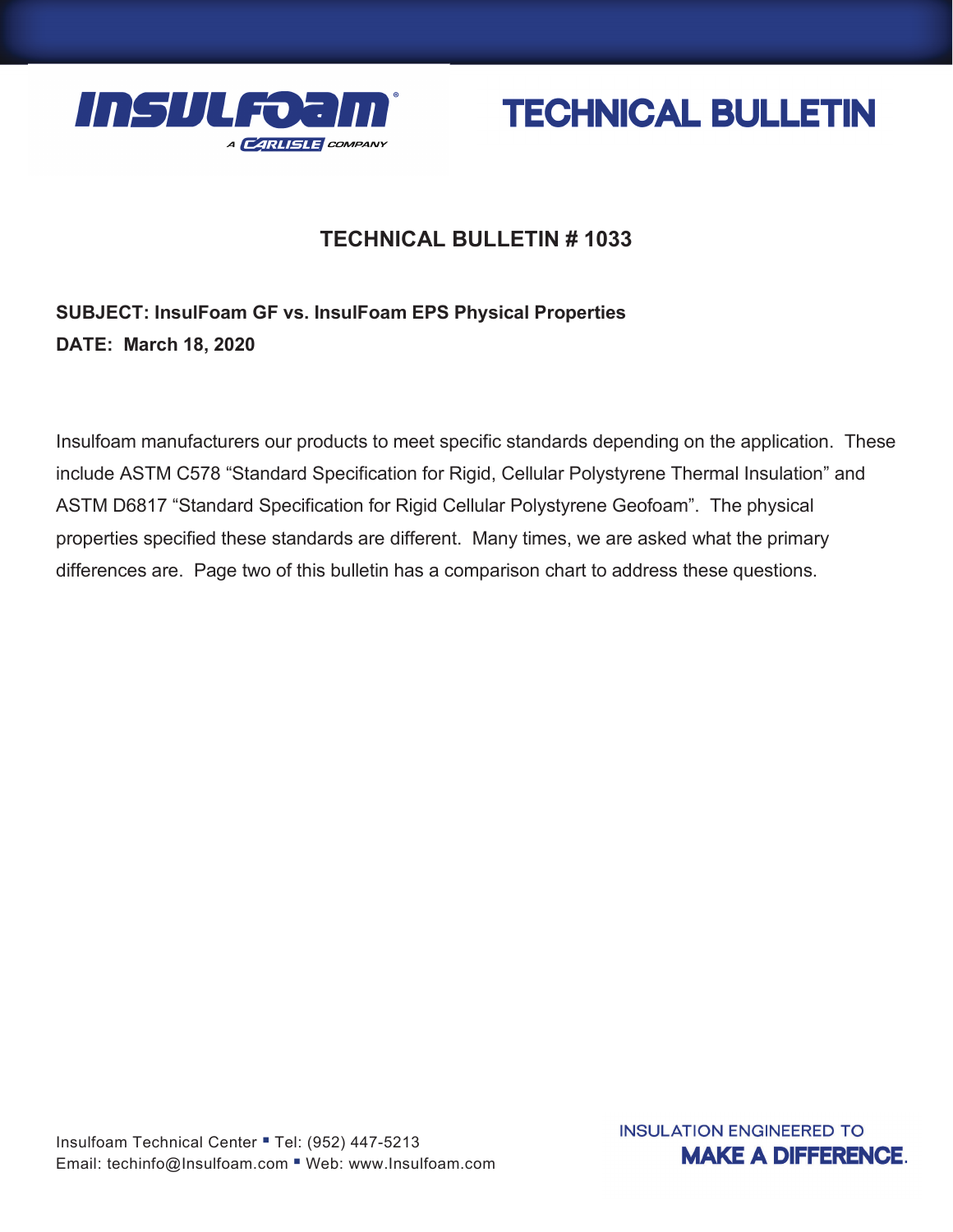# TECHNICAL BULLETIN

## TECHNICAL BULLETIN # 1033

**SUBJECT: InsulFoam GF vs. InsulFoam EPS Physical Properties**
**DATE: March 18, 2020**

Insulfoam manufacturers our products to meet specific standards depending on the application. These include ASTM C578 "Standard Specification for Rigid, Cellular Polystyrene Thermal Insulation" and ASTM D6817 "Standard Specification for Rigid Cellular Polystyrene Geofoam". The physical properties specified these standards are different. Many times, we are asked what the primary differences are. Page two of this bulletin has a comparison chart to address these questions.

Insulfoam Technical Center ▪ Tel: (952) 447-5213
Email: techinfo@Insulfoam.com ▪ Web: www.Insulfoam.com

INSULATION ENGINEERED TO **MAKE A DIFFERENCE.**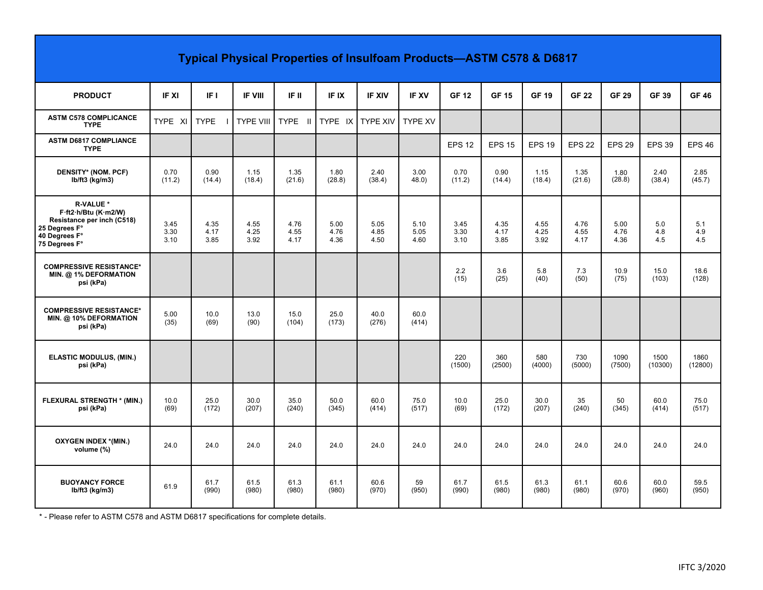# Typical Physical Properties of Insulfoam Products—ASTM C578 & D6817

| PRODUCT | IF XI | IF I | IF VIII | IF II | IF IX | IF XIV | IF XV | GF 12 | GF 15 | GF 19 | GF 22 | GF 29 | GF 39 | GF 46 |
|---|---|---|---|---|---|---|---|---|---|---|---|---|---|---|
| ASTM C578 COMPLICANCE TYPE | TYPE XI | TYPE I | TYPE VIII | TYPE II | TYPE IX | TYPE XIV | TYPE XV | | | | | | | |
| ASTM D6817 COMPLIANCE TYPE | | | | | | | | EPS 12 | EPS 15 | EPS 19 | EPS 22 | EPS 29 | EPS 39 | EPS 46 |
| DENSITY* (NOM. PCF) lb/ft3 (kg/m3) | 0.70 (11.2) | 0.90 (14.4) | 1.15 (18.4) | 1.35 (21.6) | 1.80 (28.8) | 2.40 (38.4) | 3.00 48.0) | 0.70 (11.2) | 0.90 (14.4) | 1.15 (18.4) | 1.35 (21.6) | 1.80 (28.8) | 2.40 (38.4) | 2.85 (45.7) |
| R-VALUE * F·ft2·h/Btu (K·m2/W) Resistance per inch (C518) 25 Degrees F° 40 Degrees F° 75 Degrees F° | 3.45 3.30 3.10 | 4.35 4.17 3.85 | 4.55 4.25 3.92 | 4.76 4.55 4.17 | 5.00 4.76 4.36 | 5.05 4.85 4.50 | 5.10 5.05 4.60 | 3.45 3.30 3.10 | 4.35 4.17 3.85 | 4.55 4.25 3.92 | 4.76 4.55 4.17 | 5.00 4.76 4.36 | 5.0 4.8 4.5 | 5.1 4.9 4.5 |
| COMPRESSIVE RESISTANCE* MIN. @ 1% DEFORMATION psi (kPa) | | | | | | | | 2.2 (15) | 3.6 (25) | 5.8 (40) | 7.3 (50) | 10.9 (75) | 15.0 (103) | 18.6 (128) |
| COMPRESSIVE RESISTANCE* MIN. @ 10% DEFORMATION psi (kPa) | 5.00 (35) | 10.0 (69) | 13.0 (90) | 15.0 (104) | 25.0 (173) | 40.0 (276) | 60.0 (414) | | | | | | | |
| ELASTIC MODULUS, (MIN.) psi (kPa) | | | | | | | | 220 (1500) | 360 (2500) | 580 (4000) | 730 (5000) | 1090 (7500) | 1500 (10300) | 1860 (12800) |
| FLEXURAL STRENGTH * (MIN.) psi (kPa) | 10.0 (69) | 25.0 (172) | 30.0 (207) | 35.0 (240) | 50.0 (345) | 60.0 (414) | 75.0 (517) | 10.0 (69) | 25.0 (172) | 30.0 (207) | 35 (240) | 50 (345) | 60.0 (414) | 75.0 (517) |
| OXYGEN INDEX *(MIN.) volume (%) | 24.0 | 24.0 | 24.0 | 24.0 | 24.0 | 24.0 | 24.0 | 24.0 | 24.0 | 24.0 | 24.0 | 24.0 | 24.0 | 24.0 |
| BUOYANCY FORCE lb/ft3 (kg/m3) | 61.9 | 61.7 (990) | 61.5 (980) | 61.3 (980) | 61.1 (980) | 60.6 (970) | 59 (950) | 61.7 (990) | 61.5 (980) | 61.3 (980) | 61.1 (980) | 60.6 (970) | 60.0 (960) | 59.5 (950) |

* - Please refer to ASTM C578 and ASTM D6817 specifications for complete details.

IFTC 3/2020